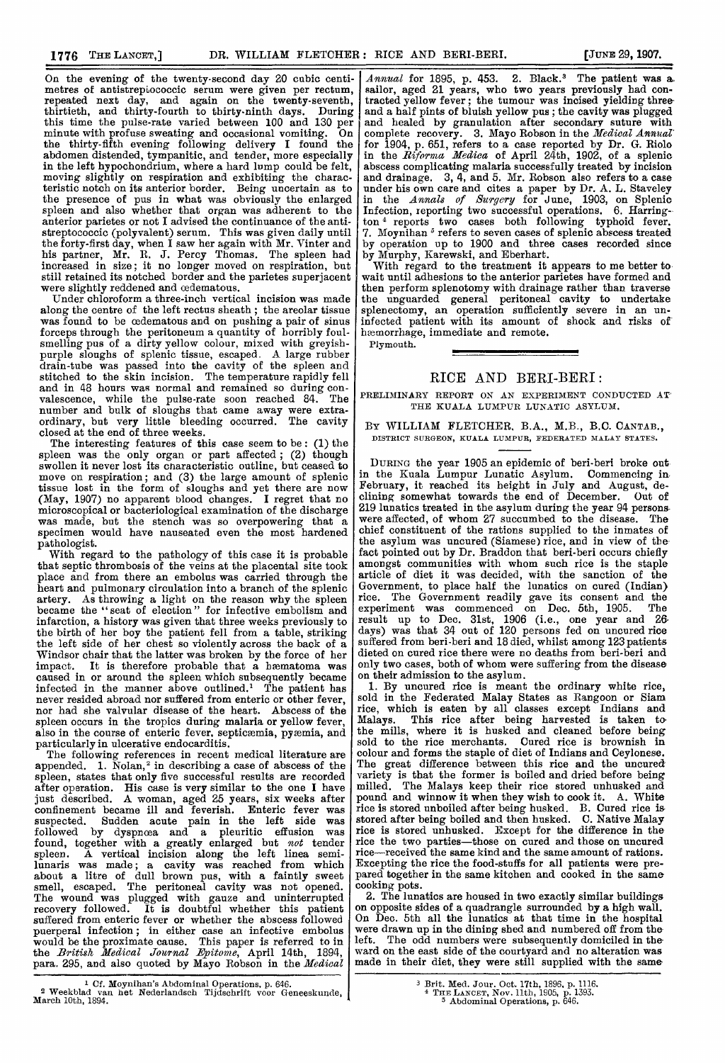On the evening of the twenty-second day 20 cubic centimetres of antistreptococcic serum were given per rectum, repeated next day, and again on the twenty-seventh, thirtieth, and thirty-fourth to thirty-ninth days. During this time the pulse-rate varied between 100 and 130 per minute with profuse sweating and occasional vomiting. On the thirty-fifth evening following delivery I found the abdomen distended, tympanitic, and tender, more especially in the left hypochondrium, where a hard lump could be felt, moving slightly on respiration and exhibiting the characteristic notch on its anterior border. Being uncertain as to the presence of pus in what was obviously the enlarged spleen and also whether that organ was adherent to the anterior parietes or not I advised the continuance of the antistreptococcic (polyvalent) serum. This was given daily until the forty-first day, when I saw her again with Mr. Vinter and his partner, Mr. R. J. Percy Thomas. The spleen had increased in size; it no longer moved on respiration, but still retained its notched border and the parietes superjacent were slightly reddened and œdematous.

Under chloroform a three-inch vertical incision was made along the centre of the left rectus sheath; the areolar tissue was found to be œdematous and on pushing a pair of sinus forceps through the peritoneum a quantity of horribly foul-smelling pus of a dirty yellow colour, mixed with greyish-purple sloughs of splenic tissue, escaped. A large rubber drain-tube was passed into the cavity of the spleen and stitched to the skin incision. The temperature rapidly fell and in 48 hours was normal and remained so during convalescence, while the pulse-rate soon reached 84. The number and bulk of sloughs that came away were extraordinary, but very little bleeding occurred. The cavity closed at the end of three weeks.

The interesting features of this case seem to be: (1) the spleen was the only organ or part affected; (2) though swollen it never lost its characteristic outline, but ceased to move on respiration; and (3) the large amount of splenic tissue lost in the form of sloughs and yet there are now (May, 1907) no apparent blood changes. I regret that no microscopical or bacteriological examination of the discharge was made, but the stench was so overpowering that a specimen would have nauseated even the most hardened pathologist.

With regard to the pathology of this case it is probable that septic thrombosis of the veins at the placental site took place and from there an embolus was carried through the heart and pulmonary circulation into a branch of the splenic artery. As throwing a light on the reason why the spleen became the "seat of election" for infective embolism and infarction, a history was given that three weeks previously to the birth of her boy the patient fell from a table, striking the left side of her chest so violently across the back of a Windsor chair that the latter was broken by the force of her impact. It is therefore probable that a hæmatoma was caused in or around the spleen which subsequently became infected in the manner above outlined.[1] The patient has never resided abroad nor suffered from enteric or other fever, nor had she valvular disease of the heart. Abscess of the spleen occurs in the tropics during malaria or yellow fever, also in the course of enteric fever, septicæmia, pyæmia, and particularly in ulcerative endocarditis.

The following references in recent medical literature are appended. 1. Nolan,[2] in describing a case of abscess of the spleen, states that only five successful results are recorded after operation. His case is very similar to the one I have just described. A woman, aged 25 years, six weeks after confinement became ill and feverish. Enteric fever was suspected. Sudden acute pain in the left side was followed by dyspnœa and a pleuritic effusion was found, together with a greatly enlarged but *not* tender spleen. A vertical incision along the left linea semilunaris was made; a cavity was reached from which about a litre of dull brown pus, with a faintly sweet smell, escaped. The peritoneal cavity was not opened. The wound was plugged with gauze and uninterrupted recovery followed. It is doubtful whether this patient suffered from enteric fever or whether the abscess followed puerperal infection; in either case an infective embolus would be the proximate cause. This paper is referred to in the *British Medical Journal Epitome*, April 14th, 1894, para. 295, and also quoted by Mayo Robson in the *Medical Annual* for 1895, p. 453. 2. Black.[3] The patient was a sailor, aged 21 years, who two years previously had contracted yellow fever; the tumour was incised yielding three and a half pints of bluish yellow pus; the cavity was plugged and healed by granulation after secondary suture with complete recovery. 3. Mayo Robson in the *Medical Annual* for 1904, p. 651, refers to a case reported by Dr. G. Riolo in the *Riforma Medica* of April 24th, 1902, of a splenic abscess complicating malaria successfully treated by incision and drainage. 3, 4, and 5. Mr. Robson also refers to a case under his own care and cites a paper by Dr. A. L. Staveley in the *Annals of Surgery* for June, 1903, on Splenic Infection, reporting two successful operations. 6. Harrington[4] reports two cases both following typhoid fever. 7. Moynihan[5] refers to seven cases of splenic abscess treated by operation up to 1900 and three cases recorded since by Murphy, Karewski, and Eberhart.

With regard to the treatment it appears to me better to wait until adhesions to the anterior parietes have formed and then perform splenotomy with drainage rather than traverse the unguarded general peritoneal cavity to undertake splenectomy, an operation sufficiently severe in an uninfected patient with its amount of shock and risks of hæmorrhage, immediate and remote.

Plymouth.

[1] Cf. Moynihan's Abdominal Operations, p. 646.

[2] Weekblad van het Nederlandsch Tijdschrift voor Geneeskunde, March 10th, 1894.

[3] Brit. Med. Jour. Oct. 17th, 1896, p. 1116.

[4] The Lancet, Nov. 11th, 1905, p. 1393.

[5] Abdominal Operations, p. 646.

# RICE AND BERI-BERI:

## PRELIMINARY REPORT ON AN EXPERIMENT CONDUCTED AT THE KUALA LUMPUR LUNATIC ASYLUM.

By William Fletcher, B.A., M.B., B.C. Cantab.,

DISTRICT SURGEON, KUALA LUMPUR, FEDERATED MALAY STATES.

During the year 1905 an epidemic of beri-beri broke out in the Kuala Lumpur Lunatic Asylum. Commencing in February, it reached its height in July and August, declining somewhat towards the end of December. Out of 219 lunatics treated in the asylum during the year 94 persons were affected, of whom 27 succumbed to the disease. The chief constituent of the rations supplied to the inmates of the asylum was uncured (Siamese) rice, and in view of the fact pointed out by Dr. Braddon that beri-beri occurs chiefly amongst communities with whom such rice is the staple article of diet it was decided, with the sanction of the Government, to place half the lunatics on cured (Indian) rice. The Government readily gave its consent and the experiment was commenced on Dec. 5th, 1905. The result up to Dec. 31st, 1906 (i.e., one year and 26 days) was that 34 out of 120 persons fed on uncured rice suffered from beri-beri and 18 died, whilst among 123 patients dieted on cured rice there were no deaths from beri-beri and only two cases, both of whom were suffering from the disease on their admission to the asylum.

1. By uncured rice is meant the ordinary white rice, sold in the Federated Malay States as Rangoon or Siam rice, which is eaten by all classes except Indians and Malays. This rice after being harvested is taken to the mills, where it is husked and cleaned before being sold to the rice merchants. Cured rice is brownish in colour and forms the staple of diet of Indians and Ceylonese. The great difference between this rice and the uncured variety is that the former is boiled and dried before being milled. The Malays keep their rice stored unhusked and pound and winnow it when they wish to cook it. A. White rice is stored unboiled after being husked. B. Cured rice is stored after being boiled and then husked. C. Native Malay rice is stored unhusked. Except for the difference in the rice the two parties—those on cured and those on uncured rice—received the same kind and the same amount of rations. Excepting the rice the food-stuffs for all patients were prepared together in the same kitchen and cooked in the same cooking pots.

2. The lunatics are housed in two exactly similar buildings on opposite sides of a quadrangle surrounded by a high wall. On Dec. 5th all the lunatics at that time in the hospital were drawn up in the dining shed and numbered off from the left. The odd numbers were subsequently domiciled in the ward on the east side of the courtyard and no alteration was made in their diet, they were still supplied with the same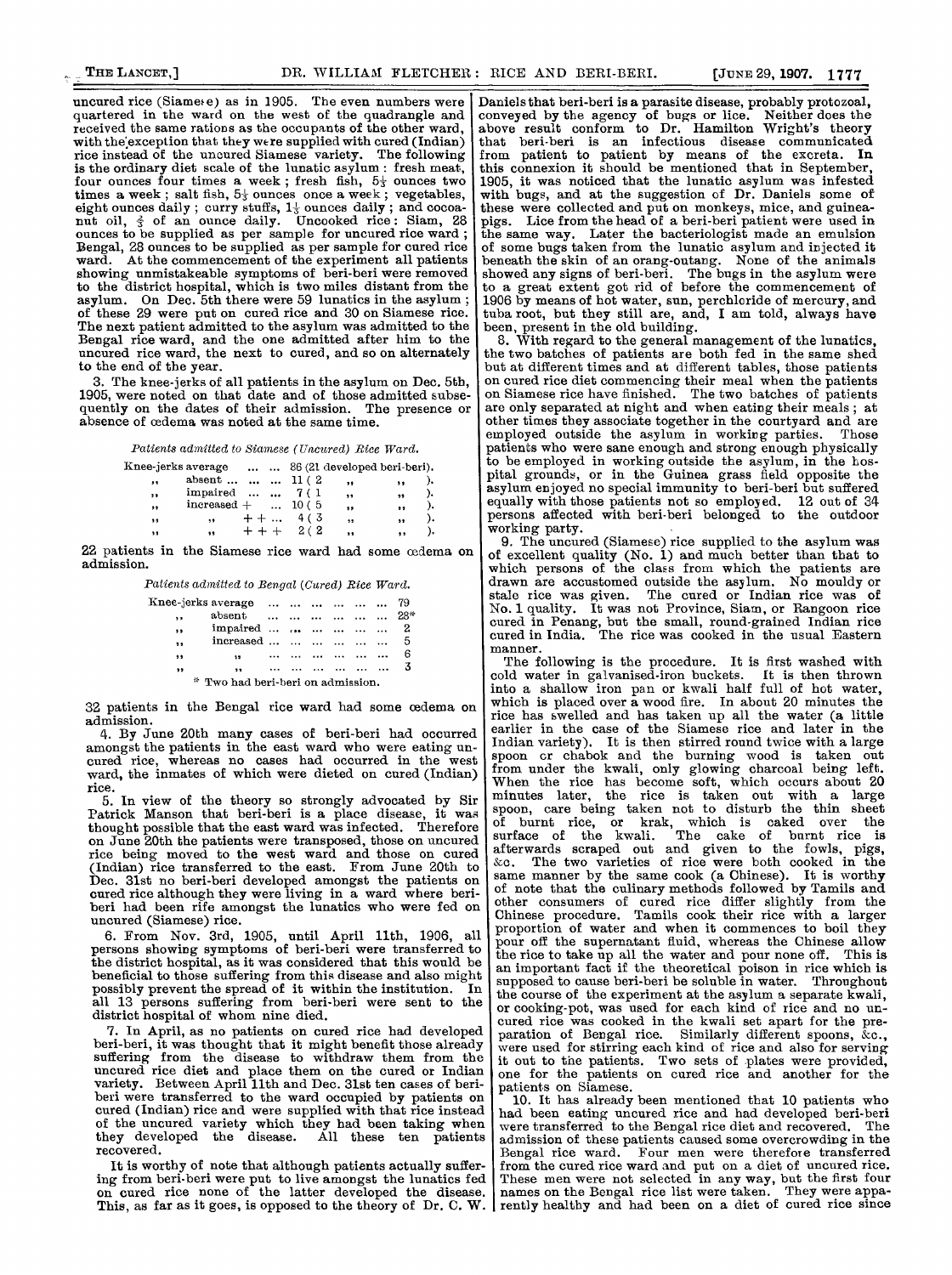uncured rice (Siamese) as in 1905. The even numbers were quartered in the ward on the west of the quadrangle and received the same rations as the occupants of the other ward, with the exception that they were supplied with cured (Indian) rice instead of the uncured Siamese variety. The following is the ordinary diet scale of the lunatic asylum: fresh meat, four ounces four times a week; fresh fish, 5½ ounces two times a week; salt fish, 5½ ounces once a week; vegetables, eight ounces daily; curry stuffs, 1½ ounces daily; and cocoa-nut oil, ⅔ of an ounce daily. Uncooked rice: Siam, 28 ounces to be supplied as per sample for uncured rice ward; Bengal, 28 ounces to be supplied as per sample for cured rice ward. At the commencement of the experiment all patients showing unmistakeable symptoms of beri-beri were removed to the district hospital, which is two miles distant from the asylum. On Dec. 5th there were 59 lunatics in the asylum; of these 29 were put on cured rice and 30 on Siamese rice. The next patient admitted to the asylum was admitted to the Bengal rice ward, and the one admitted after him to the uncured rice ward, the next to cured, and so on alternately to the end of the year.

3. The knee-jerks of all patients in the asylum on Dec. 5th, 1905, were noted on that date and of those admitted subsequently on the dates of their admission. The presence or absence of œdema was noted at the same time.

*Patients admitted to Siamese (Uncured) Rice Ward.*

| | | |
|---|---|---|
| Knee-jerks average | 86 | (21 developed beri-beri). |
| ,, absent | 11 | (2 ,, ,, ). |
| ,, impaired | 7 | (1 ,, ,, ). |
| ,, increased + | 10 | (5 ,, ,, ). |
| ,, ,, + + | 4 | (3 ,, ,, ). |
| ,, ,, + + + | 2 | (2 ,, ,, ). |

22 patients in the Siamese rice ward had some œdema on admission.

*Patients admitted to Bengal (Cured) Rice Ward.*

| | |
|---|---|
| Knee-jerks average | 79 |
| ,, absent | 28* |
| ,, impaired | 2 |
| ,, increased | 5 |
| ,, ,, | 6 |
| ,, ,, | 3 |

\* Two had beri-beri on admission.

32 patients in the Bengal rice ward had some œdema on admission.

4. By June 20th many cases of beri-beri had occurred amongst the patients in the east ward who were eating uncured rice, whereas no cases had occurred in the west ward, the inmates of which were dieted on cured (Indian) rice.

5. In view of the theory so strongly advocated by Sir Patrick Manson that beri-beri is a place disease, it was thought possible that the east ward was infected. Therefore on June 20th the patients were transposed, those on uncured rice being moved to the west ward and those on cured (Indian) rice transferred to the east. From June 20th to Dec. 31st no beri-beri developed amongst the patients on cured rice although they were living in a ward where beri-beri had been rife amongst the lunatics who were fed on uncured (Siamese) rice.

6. From Nov. 3rd, 1905, until April 11th, 1906, all persons showing symptoms of beri-beri were transferred to the district hospital, as it was considered that this would be beneficial to those suffering from this disease and also might possibly prevent the spread of it within the institution. In all 13 persons suffering from beri-beri were sent to the district hospital of whom nine died.

7. In April, as no patients on cured rice had developed beri-beri, it was thought that it might benefit those already suffering from the disease to withdraw them from the uncured rice diet and place them on the cured or Indian variety. Between April 11th and Dec. 31st ten cases of beri-beri were transferred to the ward occupied by patients on cured (Indian) rice and were supplied with that rice instead of the uncured variety which they had been taking when they developed the disease. All these ten patients recovered.

It is worthy of note that although patients actually suffering from beri-beri were put to live amongst the lunatics fed on cured rice none of the latter developed the disease. This, as far as it goes, is opposed to the theory of Dr. C. W. Daniels that beri-beri is a parasite disease, probably protozoal, conveyed by the agency of bugs or lice. Neither does the above result conform to Dr. Hamilton Wright's theory that beri-beri is an infectious disease communicated from patient to patient by means of the excreta. In this connexion it should be mentioned that in September, 1905, it was noticed that the lunatic asylum was infested with bugs, and at the suggestion of Dr. Daniels some of these were collected and put on monkeys, mice, and guinea-pigs. Lice from the head of a beri-beri patient were used in the same way. Later the bacteriologist made an emulsion of some bugs taken from the lunatic asylum and injected it beneath the skin of an orang-outang. None of the animals showed any signs of beri-beri. The bugs in the asylum were to a great extent got rid of before the commencement of 1906 by means of hot water, sun, perchloride of mercury, and tuba root, but they still are, and, I am told, always have been, present in the old building.

8. With regard to the general management of the lunatics, the two batches of patients are both fed in the same shed but at different times and at different tables, those patients on cured rice diet commencing their meal when the patients on Siamese rice have finished. The two batches of patients are only separated at night and when eating their meals; at other times they associate together in the courtyard and are employed outside the asylum in working parties. Those patients who were sane enough and strong enough physically to be employed in working outside the asylum, in the hospital grounds, or in the Guinea grass field opposite the asylum enjoyed no special immunity to beri-beri but suffered equally with those patients not so employed. 12 out of 34 persons affected with beri-beri belonged to the outdoor working party.

9. The uncured (Siamese) rice supplied to the asylum was of excellent quality (No. 1) and much better than that to which persons of the class from which the patients are drawn are accustomed outside the asylum. No mouldy or stale rice was given. The cured or Indian rice was of No. 1 quality. It was not Province, Siam, or Rangoon rice cured in Penang, but the small, round-grained Indian rice cured in India. The rice was cooked in the usual Eastern manner.

The following is the procedure. It is first washed with cold water in galvanised-iron buckets. It is then thrown into a shallow iron pan or kwali half full of hot water, which is placed over a wood fire. In about 20 minutes the rice has swelled and has taken up all the water (a little earlier in the case of the Siamese rice and later in the Indian variety). It is then stirred round twice with a large spoon or chabok and the burning wood is taken out from under the kwali, only glowing charcoal being left. When the rice has become soft, which occurs about 20 minutes later, the rice is taken out with a large spoon, care being taken not to disturb the thin sheet of burnt rice, or krak, which is caked over the surface of the kwali. The cake of burnt rice is afterwards scraped out and given to the fowls, pigs, &c. The two varieties of rice were both cooked in the same manner by the same cook (a Chinese). It is worthy of note that the culinary methods followed by Tamils and other consumers of cured rice differ slightly from the Chinese procedure. Tamils cook their rice with a larger proportion of water and when it commences to boil they pour off the supernatant fluid, whereas the Chinese allow the rice to take up all the water and pour none off. This is an important fact if the theoretical poison in rice which is supposed to cause beri-beri be soluble in water. Throughout the course of the experiment at the asylum a separate kwali, or cooking-pot, was used for each kind of rice and no uncured rice was cooked in the kwali set apart for the preparation of Bengal rice. Similarly different spoons, &c., were used for stirring each kind of rice and also for serving it out to the patients. Two sets of plates were provided, one for the patients on cured rice and another for the patients on Siamese.

10. It has already been mentioned that 10 patients who had been eating uncured rice and had developed beri-beri were transferred to the Bengal rice diet and recovered. The admission of these patients caused some overcrowding in the Bengal rice ward. Four men were therefore transferred from the cured rice ward and put on a diet of uncured rice. These men were not selected in any way, but the first four names on the Bengal rice list were taken. They were apparently healthy and had been on a diet of cured rice since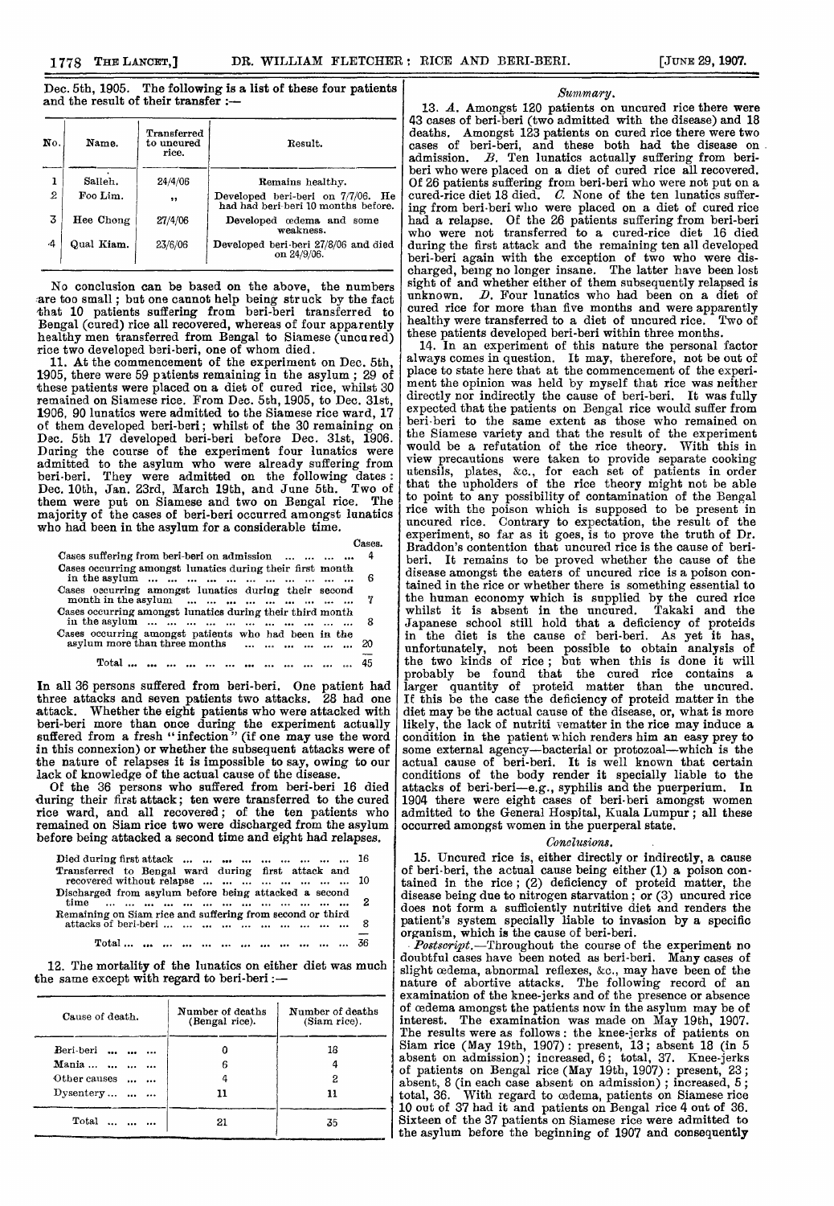Dec. 5th, 1905. The following is a list of these four patients and the result of their transfer :—

| No. | Name. | Transferred to uncured rice. | Result. |
|---|---|---|---|
| 1 | Salleh. | 24/4/06 | Remains healthy. |
| 2 | Foo Lim. | ,, | Developed beri-beri on 7/7/06. He had had beri-beri 10 months before. |
| 3 | Hee Chong | 27/4/06 | Developed œdema and some weakness. |
| 4 | Qual Kiam. | 23/6/06 | Developed beri-beri 27/8/06 and died on 24/9/06. |

No conclusion can be based on the above, the numbers are too small; but one cannot help being struck by the fact that 10 patients suffering from beri-beri transferred to Bengal (cured) rice all recovered, whereas of four apparently healthy men transferred from Bengal to Siamese (uncured) rice two developed beri-beri, one of whom died.

11. At the commencement of the experiment on Dec. 5th, 1905, there were 59 patients remaining in the asylum; 29 of these patients were placed on a diet of cured rice, whilst 30 remained on Siamese rice. From Dec. 5th, 1905, to Dec. 31st, 1906, 90 lunatics were admitted to the Siamese rice ward, 17 of them developed beri-beri; whilst of the 30 remaining on Dec. 5th 17 developed beri-beri before Dec. 31st, 1906. During the course of the experiment four lunatics were admitted to the asylum who were already suffering from beri-beri. They were admitted on the following dates: Dec. 10th, Jan. 23rd, March 19th, and June 5th. Two of them were put on Siamese and two on Bengal rice. The majority of the cases of beri-beri occurred amongst lunatics who had been in the asylum for a considerable time.

| | Cases. |
|---|---|
| Cases suffering from beri-beri on admission ... ... ... ... | 4 |
| Cases occurring amongst lunatics during their first month in the asylum ... ... ... ... ... ... ... ... ... ... | 6 |
| Cases occurring amongst lunatics during their second month in the asylum ... ... ... ... ... ... ... ... ... | 7 |
| Cases occurring amongst lunatics during their third month in the asylum ... ... ... ... ... ... ... ... ... ... | 8 |
| Cases occurring amongst patients who had been in the asylum more than three months ... ... ... ... ... | 20 |
| Total ... ... ... ... ... ... ... ... ... ... ... ... | 45 |

In all 36 persons suffered from beri-beri. One patient had three attacks and seven patients two attacks. 28 had one attack. Whether the eight patients who were attacked with beri-beri more than once during the experiment actually suffered from a fresh "infection" (if one may use the word in this connexion) or whether the subsequent attacks were of the nature of relapses it is impossible to say, owing to our lack of knowledge of the actual cause of the disease.

Of the 36 persons who suffered from beri-beri 16 died during their first attack; ten were transferred to the cured rice ward, and all recovered; of the ten patients who remained on Siam rice two were discharged from the asylum before being attacked a second time and eight had relapses.

| | |
|---|---|
| Died during first attack ... ... ... ... ... ... ... ... ... | 16 |
| Transferred to Bengal ward during first attack and recovered without relapse ... ... ... ... ... ... ... ... | 10 |
| Discharged from asylum before being attacked a second time ... ... ... ... ... ... ... ... ... ... ... ... | 2 |
| Remaining on Siam rice and suffering from second or third attacks of beri-beri ... ... ... ... ... ... ... ... | 8 |
| Total ... ... ... ... ... ... ... ... ... ... ... ... | 36 |

12. The mortality of the lunatics on either diet was much the same except with regard to beri-beri :—

| Cause of death. | Number of deaths (Bengal rice). | Number of deaths (Siam rice). |
|---|---|---|
| Beri-beri ... ... ... | 0 | 18 |
| Mania ... ... ... ... | 6 | 4 |
| Other causes ... ... | 4 | 2 |
| Dysentery ... ... ... | 11 | 11 |
| Total ... ... ... | 21 | 35 |

*Summary.*

13. *A.* Amongst 120 patients on uncured rice there were 43 cases of beri-beri (two admitted with the disease) and 18 deaths. Amongst 123 patients on cured rice there were two cases of beri-beri, and these both had the disease on admission. *B.* Ten lunatics actually suffering from beri-beri who were placed on a diet of cured rice all recovered. Of 26 patients suffering from beri-beri who were not put on a cured-rice diet 18 died. *C.* None of the ten lunatics suffering from beri-beri who were placed on a diet of cured rice had a relapse. Of the 26 patients suffering from beri-beri who were not transferred to a cured-rice diet 16 died during the first attack and the remaining ten all developed beri-beri again with the exception of two who were discharged, being no longer insane. The latter have been lost sight of and whether either of them subsequently relapsed is unknown. *D.* Four lunatics who had been on a diet of cured rice for more than five months and were apparently healthy were transferred to a diet of uncured rice. Two of these patients developed beri-beri within three months.

14. In an experiment of this nature the personal factor always comes in question. It may, therefore, not be out of place to state here that at the commencement of the experiment the opinion was held by myself that rice was neither directly nor indirectly the cause of beri-beri. It was fully expected that the patients on Bengal rice would suffer from beri-beri to the same extent as those who remained on the Siamese variety and that the result of the experiment would be a refutation of the rice theory. With this in view precautions were taken to provide separate cooking utensils, plates, &c., for each set of patients in order that the upholders of the rice theory might not be able to point to any possibility of contamination of the Bengal rice with the poison which is supposed to be present in uncured rice. Contrary to expectation, the result of the experiment, so far as it goes, is to prove the truth of Dr. Braddon's contention that uncured rice is the cause of beri-beri. It remains to be proved whether the cause of the disease amongst the eaters of uncured rice is a poison contained in the rice or whether there is something essential to the human economy which is supplied by the cured rice whilst it is absent in the uncured. Takaki and the Japanese school still hold that a deficiency of proteids in the diet is the cause of beri-beri. As yet it has, unfortunately, not been possible to obtain analysis of the two kinds of rice; but when this is done it will probably be found that the cured rice contains a larger quantity of proteid matter than the uncured. If this be the case the deficiency of proteid matter in the diet may be the actual cause of the disease, or, what is more likely, the lack of nutritive matter in the rice may induce a condition in the patient which renders him an easy prey to some external agency—bacterial or protozoal—which is the actual cause of beri-beri. It is well known that certain conditions of the body render it specially liable to the attacks of beri-beri—e.g., syphilis and the puerperium. In 1904 there were eight cases of beri-beri amongst women admitted to the General Hospital, Kuala Lumpur; all these occurred amongst women in the puerperal state.

*Conclusions.*

15. Uncured rice is, either directly or indirectly, a cause of beri-beri, the actual cause being either (1) a poison contained in the rice; (2) deficiency of proteid matter, the disease being due to nitrogen starvation; or (3) uncured rice does not form a sufficiently nutritive diet and renders the patient's system specially liable to invasion by a specific organism, which is the cause of beri-beri.

*Postscript.*—Throughout the course of the experiment no doubtful cases have been noted as beri-beri. Many cases of slight œdema, abnormal reflexes, &c., may have been of the nature of abortive attacks. The following record of an examination of the knee-jerks and of the presence or absence of œdema amongst the patients now in the asylum may be of interest. The examination was made on May 19th, 1907. The results were as follows: the knee-jerks of patients on Siam rice (May 19th, 1907): present, 13; absent 18 (in 5 absent on admission); increased, 6; total, 37. Knee-jerks of patients on Bengal rice (May 19th, 1907): present, 23; absent, 8 (in each case absent on admission); increased, 5; total, 36. With regard to œdema, patients on Siamese rice 10 out of 37 had it and patients on Bengal rice 4 out of 36. Sixteen of the 37 patients on Siamese rice were admitted to the asylum before the beginning of 1907 and consequently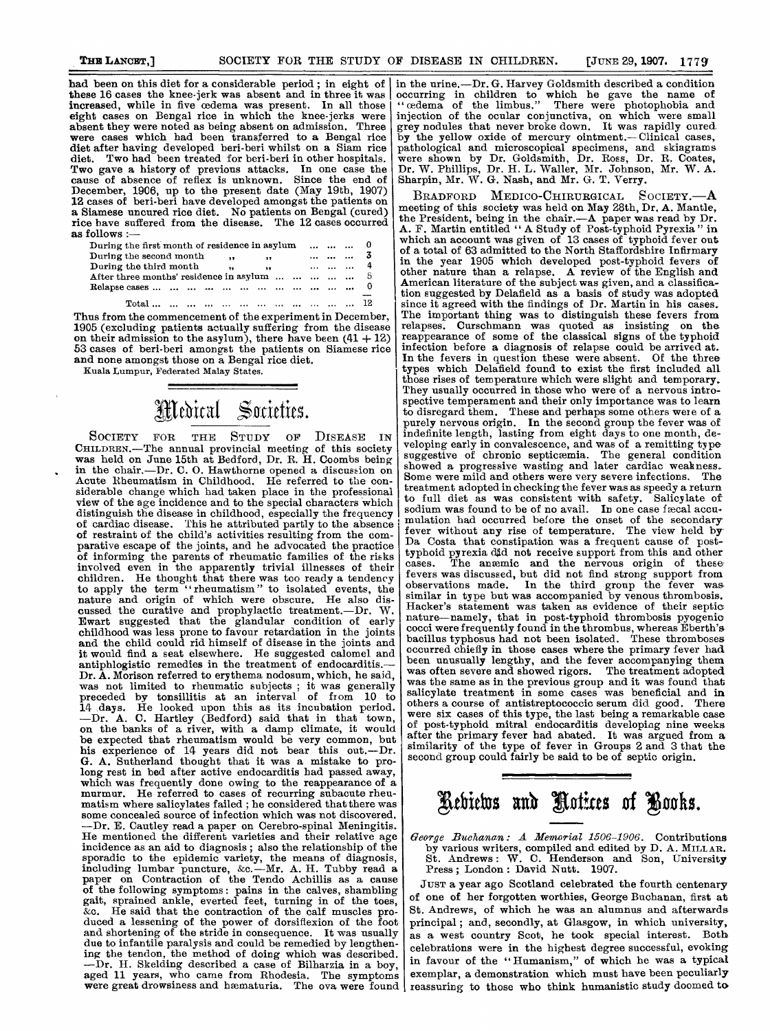had been on this diet for a considerable period; in eight of these 16 cases the knee-jerk was absent and in three it was increased, while in five œdema was present. In all those eight cases on Bengal rice in which the knee-jerks were absent they were noted as being absent on admission. Three were cases which had been transferred to a Bengal rice diet after having developed beri-beri whilst on a Siam rice diet. Two had been treated for beri-beri in other hospitals. Two gave a history of previous attacks. In one case the cause of absence of reflex is unknown. Since the end of December, 1906, up to the present date (May 19th, 1907) 12 cases of beri-beri have developed amongst the patients on a Siamese uncured rice diet. No patients on Bengal (cured) rice have suffered from the disease. The 12 cases occurred as follows:—

| | |
|---|---|
| During the first month of residence in asylum ... ... ... | 0 |
| During the second month ,, ,, ... ... ... | 3 |
| During the third month ,, ,, ... ... ... | 4 |
| After three months' residence in asylum ... ... ... ... ... | 5 |
| Relapse cases ... ... ... ... ... ... ... ... ... ... ... | 0 |
| Total ... ... ... ... ... ... ... ... ... ... ... ... | 12 |

Thus from the commencement of the experiment in December, 1905 (excluding patients actually suffering from the disease on their admission to the asylum), there have been (41 + 12) 53 cases of beri-beri amongst the patients on Siamese rice and none amongst those on a Bengal rice diet.

Kuala Lumpur, Federated Malay States.

# Medical Societies.

SOCIETY FOR THE STUDY OF DISEASE IN CHILDREN.—The annual provincial meeting of this society was held on June 15th at Bedford, Dr. R. H. Coombs being in the chair.—Dr. C. O. Hawthorne opened a discussion on Acute Rheumatism in Childhood. He referred to the considerable change which had taken place in the professional view of the age incidence and to the special characters which distinguish the disease in childhood, especially the frequency of cardiac disease. This he attributed partly to the absence of restraint of the child's activities resulting from the comparative escape of the joints, and he advocated the practice of informing the parents of rheumatic families of the risks involved even in the apparently trivial illnesses of their children. He thought that there was too ready a tendency to apply the term "rheumatism" to isolated events, the nature and origin of which were obscure. He also discussed the curative and prophylactic treatment.—Dr. W. Ewart suggested that the glandular condition of early childhood was less prone to favour retardation in the joints and the child could rid himself of disease in the joints and it would find a seat elsewhere. He suggested calomel and antiphlogistic remedies in the treatment of endocarditis.—Dr. A. Morison referred to erythema nodosum, which, he said, was not limited to rheumatic subjects; it was generally preceded by tonsillitis at an interval of from 10 to 14 days. He looked upon this as its incubation period.—Dr. A. C. Hartley (Bedford) said that in that town, on the banks of a river, with a damp climate, it would be expected that rheumatism would be very common, but his experience of 14 years did not bear this out.—Dr. G. A. Sutherland thought that it was a mistake to prolong rest in bed after active endocarditis had passed away, which was frequently done owing to the reappearance of a murmur. He referred to cases of recurring subacute rheumatism where salicylates failed; he considered that there was some concealed source of infection which was not discovered.—Dr. E. Cautley read a paper on Cerebro-spinal Meningitis. He mentioned the different varieties and their relative age incidence as an aid to diagnosis; also the relationship of the sporadic to the epidemic variety, the means of diagnosis, including lumbar puncture, &c.—Mr. A. H. Tubby read a paper on Contraction of the Tendo Achillis as a cause of the following symptoms: pains in the calves, shambling gait, sprained ankle, everted feet, turning in of the toes, &c. He said that the contraction of the calf muscles produced a lessening of the power of dorsiflexion of the foot and shortening of the stride in consequence. It was usually due to infantile paralysis and could be remedied by lengthening the tendon, the method of doing which was described.—Dr. H. Skelding described a case of Bilharzia in a boy, aged 11 years, who came from Rhodesia. The symptoms were great drowsiness and hæmaturia. The ova were found in the urine.—Dr. G. Harvey Goldsmith described a condition occurring in children to which he gave the name of "œdema of the limbus." There were photophobia and injection of the ocular conjunctiva, on which were small grey nodules that never broke down. It was rapidly cured by the yellow oxide of mercury ointment.—Clinical cases, pathological and microscopical specimens, and skiagrams were shown by Dr. Goldsmith, Dr. Ross, Dr. R. Coates, Dr. W. Phillips, Dr. H. L. Waller, Mr. Johnson, Mr. W. A. Sharpin, Mr. W. G. Nash, and Mr. G. T. Verry.

BRADFORD MEDICO-CHIRURGICAL SOCIETY.—A meeting of this society was held on May 28th, Dr. A. Mantle, the President, being in the chair.—A paper was read by Dr. A. F. Martin entitled "A Study of Post-typhoid Pyrexia" in which an account was given of 13 cases of typhoid fever out of a total of 63 admitted to the North Staffordshire Infirmary in the year 1905 which developed post-typhoid fevers of other nature than a relapse. A review of the English and American literature of the subject was given, and a classification suggested by Delafield as a basis of study was adopted since it agreed with the findings of Dr. Martin in his cases. The important thing was to distinguish these fevers from relapses. Curschmann was quoted as insisting on the reappearance of some of the classical signs of the typhoid infection before a diagnosis of relapse could be arrived at. In the fevers in question these were absent. Of the three types which Delafield found to exist the first included all those rises of temperature which were slight and temporary. They usually occurred in those who were of a nervous introspective temperament and their only importance was to learn to disregard them. These and perhaps some others were of a purely nervous origin. In the second group the fever was of indefinite length, lasting from eight days to one month, developing early in convalescence, and was of a remitting type suggestive of chronic septicæmia. The general condition showed a progressive wasting and later cardiac weakness. Some were mild and others were very severe infections. The treatment adopted in checking the fever was as speedy a return to full diet as was consistent with safety. Salicylate of sodium was found to be of no avail. In one case fæcal accumulation had occurred before the onset of the secondary fever without any rise of temperature. The view held by Da Costa that constipation was a frequent cause of post-typhoid pyrexia did not receive support from this and other cases. The anæmic and the nervous origin of these fevers was discussed, but did not find strong support from observations made. In the third group the fever was similar in type but was accompanied by venous thrombosis. Hacker's statement was taken as evidence of their septic nature—namely, that in post-typhoid thrombosis pyogenic cocci were frequently found in the thrombus, whereas Eberth's bacillus typhosus had not been isolated. These thromboses occurred chiefly in those cases where the primary fever had been unusually lengthy, and the fever accompanying them was often severe and showed rigors. The treatment adopted was the same as in the previous group and it was found that salicylate treatment in some cases was beneficial and in others a course of antistreptococcic serum did good. There were six cases of this type, the last being a remarkable case of post-typhoid mitral endocarditis developing nine weeks after the primary fever had abated. It was argued from a similarity of the type of fever in Groups 2 and 3 that the second group could fairly be said to be of septic origin.

# Reviews and Notices of Books.

*George Buchanan: A Memorial 1506–1906.* Contributions by various writers, compiled and edited by D. A. MILLAR. St. Andrews: W. C. Henderson and Son, University Press; London: David Nutt. 1907.

JUST a year ago Scotland celebrated the fourth centenary of one of her forgotten worthies, George Buchanan, first at St. Andrews, of which he was an alumnus and afterwards principal; and, secondly, at Glasgow, in which university, as a west country Scot, he took special interest. Both celebrations were in the highest degree successful, evoking in favour of the "Humanism," of which he was a typical exemplar, a demonstration which must have been peculiarly reassuring to those who think humanistic study doomed to